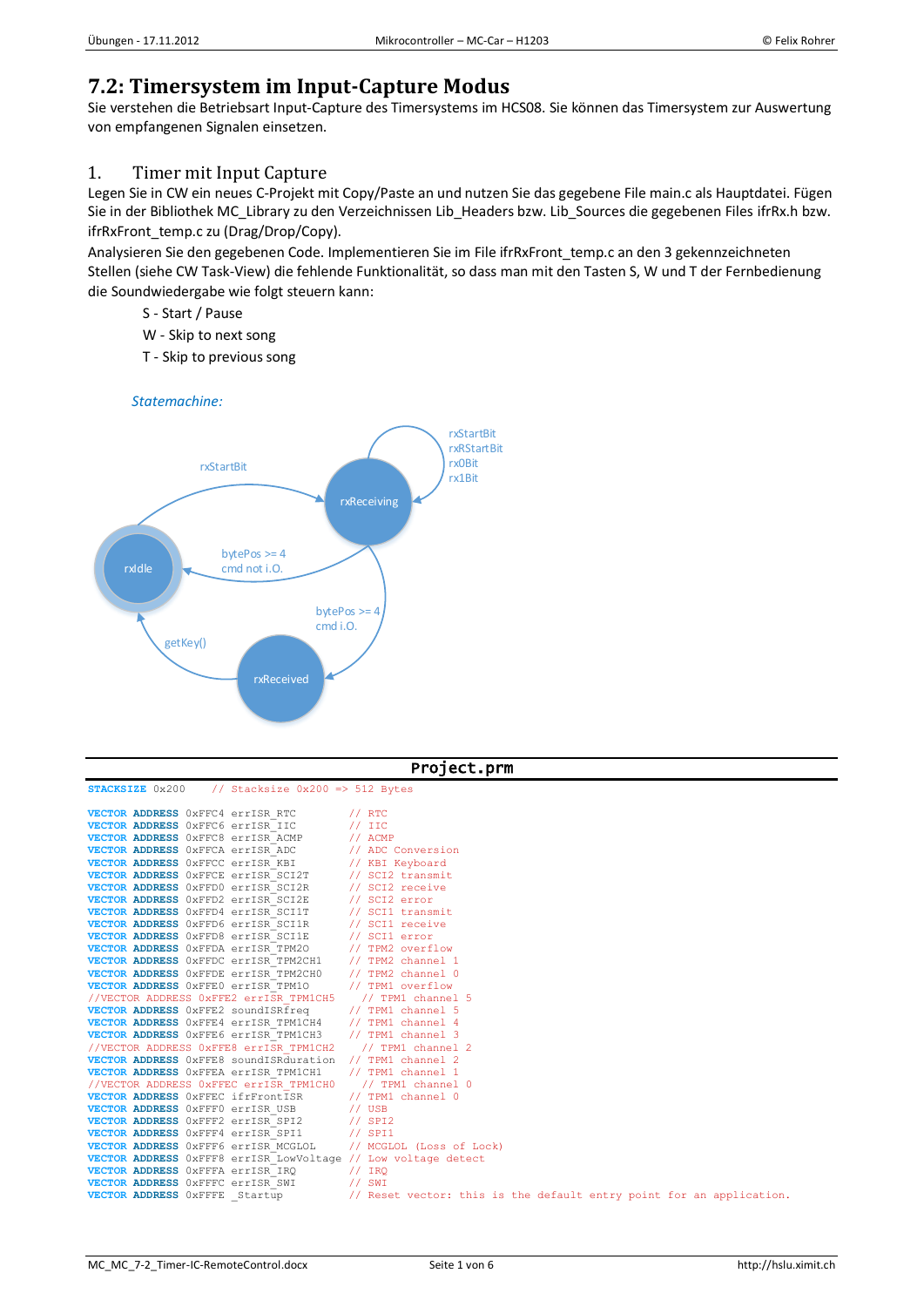# 7.2: Timersystem im Input-Capture Modus

Sie verstehen die Betriebsart Input-Capture des Timersystems im HCS08. Sie können das Timersystem zur Auswertung von empfangenen Signalen einsetzen.

## 1. Timer mit Input Capture

Legen Sie in CW ein neues C-Projekt mit Copy/Paste an und nutzen Sie das gegebene File main.c als Hauptdatei. Fügen Sie in der Bibliothek MC_Library zu den Verzeichnissen Lib_Headers bzw. Lib_Sources die gegebenen Files ifrRx.h bzw. ifrRxFront_temp.c zu (Drag/Drop/Copy).

Analysieren Sie den gegebenen Code. Implementieren Sie im File ifrRxFront_temp.c an den 3 gekennzeichneten Stellen (siehe CW Task-View) die fehlende Funktionalität, so dass man mit den Tasten S, W und T der Fernbedienung die Soundwiedergabe wie folgt steuern kann:

- S - Start / Pause
- W - Skip to next song
- T - Skip to previous song

*Statemachine:*

- rxIdle → rxReceiving: rxStartBit
- rxReceiving → rxReceiving: rxStartBit, rxRStartBit, rx0Bit, rx1Bit
- rxReceiving → rxIdle: bytePos >= 4, cmd not i.O.
- rxReceiving → rxReceived: bytePos >= 4, cmd i.O.
- rxReceived → rxIdle: getKey()

**Project.prm**

```
STACKSIZE 0x200    // Stacksize 0x200 => 512 Bytes

VECTOR ADDRESS 0xFFC4 errISR_RTC          // RTC
VECTOR ADDRESS 0xFFC6 errISR_IIC          // IIC
VECTOR ADDRESS 0xFFC8 errISR_ACMP         // ACMP
VECTOR ADDRESS 0xFFCA errISR_ADC          // ADC Conversion
VECTOR ADDRESS 0xFFCC errISR_KBI          // KBI Keyboard
VECTOR ADDRESS 0xFFCE errISR_SCI2T        // SCI2 transmit
VECTOR ADDRESS 0xFFD0 errISR_SCI2R        // SCI2 receive
VECTOR ADDRESS 0xFFD2 errISR_SCI2E        // SCI2 error
VECTOR ADDRESS 0xFFD4 errISR_SCI1T        // SCI1 transmit
VECTOR ADDRESS 0xFFD6 errISR_SCI1R        // SCI1 receive
VECTOR ADDRESS 0xFFD8 errISR_SCI1E        // SCI1 error
VECTOR ADDRESS 0xFFDA errISR_TPM2O        // TPM2 overflow
VECTOR ADDRESS 0xFFDC errISR_TPM2CH1      // TPM2 channel 1
VECTOR ADDRESS 0xFFDE errISR_TPM2CH0      // TPM2 channel 0
VECTOR ADDRESS 0xFFE0 errISR_TPM1O        // TPM1 overflow
//VECTOR ADDRESS 0xFFE2 errISR_TPM1CH5     // TPM1 channel 5
VECTOR ADDRESS 0xFFE2 soundISRfreq        // TPM1 channel 5
VECTOR ADDRESS 0xFFE4 errISR_TPM1CH4      // TPM1 channel 4
VECTOR ADDRESS 0xFFE6 errISR_TPM1CH3      // TPM1 channel 3
//VECTOR ADDRESS 0xFFE8 errISR_TPM1CH2     // TPM1 channel 2
VECTOR ADDRESS 0xFFE8 soundISRduration    // TPM1 channel 2
VECTOR ADDRESS 0xFFEA errISR_TPM1CH1      // TPM1 channel 1
//VECTOR ADDRESS 0xFFEC errISR_TPM1CH0     // TPM1 channel 0
VECTOR ADDRESS 0xFFEC ifrFrontISR         // TPM1 channel 0
VECTOR ADDRESS 0xFFF0 errISR_USB          // USB
VECTOR ADDRESS 0xFFF2 errISR_SPI2         // SPI2
VECTOR ADDRESS 0xFFF4 errISR_SPI1         // SPI1
VECTOR ADDRESS 0xFFF6 errISR_MCGLOL       // MCGLOL (Loss of Lock)
VECTOR ADDRESS 0xFFF8 errISR_LowVoltage   // Low voltage detect
VECTOR ADDRESS 0xFFFA errISR_IRQ          // IRQ
VECTOR ADDRESS 0xFFFC errISR_SWI          // SWI
VECTOR ADDRESS 0xFFFE _Startup            // Reset vector: this is the default entry point for an application.
```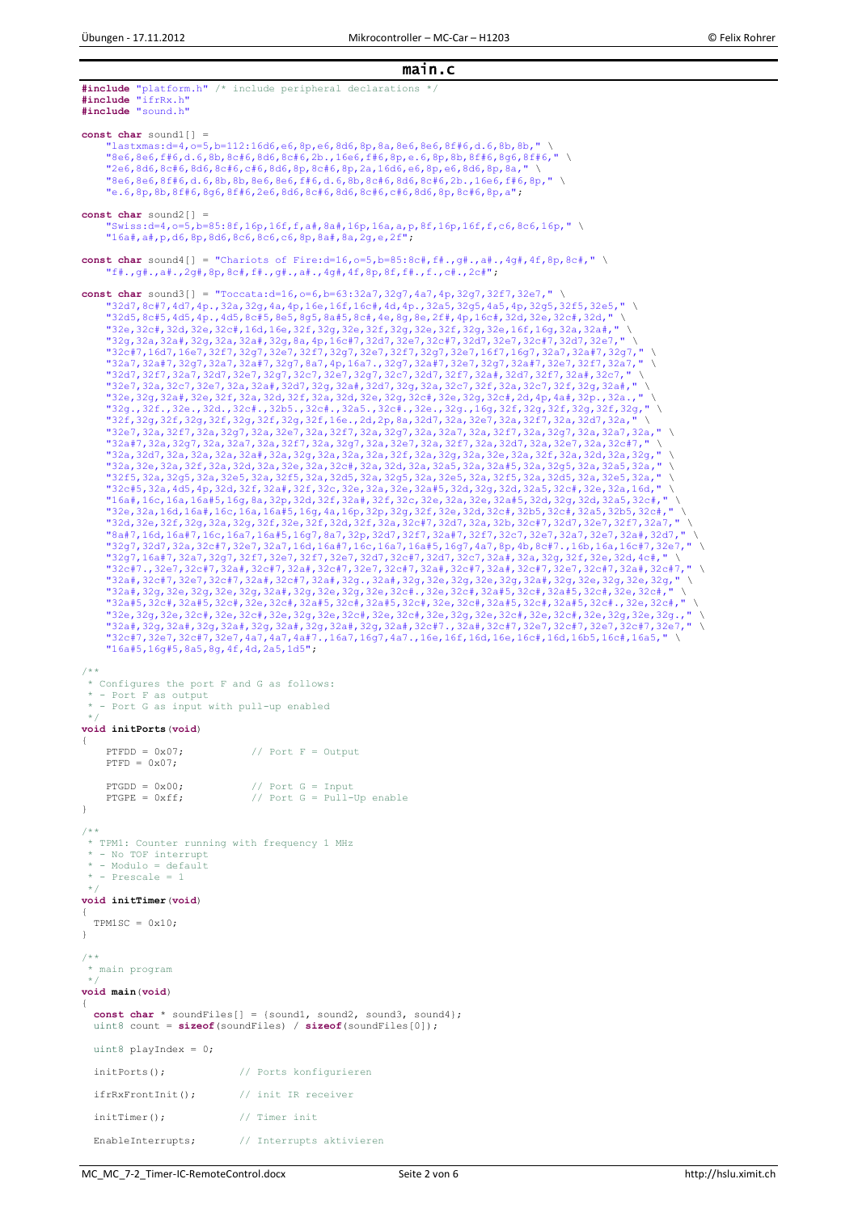# main.c

```c
#include "platform.h" /* include peripheral declarations */
#include "ifrRx.h"
#include "sound.h"

const char sound1[] =
    "lastxmas:d=4,o=5,b=112:16d6,e6,8p,e6,8d6,8p,8a,8e6,8e6,8f#6,d.6,8b,8b," \
    "8e6,8e6,f#6,d.6,8b,8c#6,8d6,8c#6,2b.,16e6,f#6,8p,e.6,8p,8b,8f#6,8g6,8f#6," \
    "2e6,8d6,8c#6,8d6,8c#6,c#6,8d6,8p,8c#6,8p,2a,16d6,e6,8p,e6,8d6,8p,8a," \
    "8e6,8e6,8f#6,d.6,8b,8b,8e6,8e6,f#6,d.6,8b,8c#6,8d6,8c#6,2b.,16e6,f#6,8p," \
    "e.6,8p,8b,8f#6,8g6,8f#6,2e6,8d6,8c#6,8d6,8c#6,c#6,8d6,8p,8c#6,8p,a";

const char sound2[] =
    "Swiss:d=4,o=5,b=85:8f,16p,16f,f,a#,8a#,16p,16a,a,p,8f,16p,16f,f,c6,8c6,16p," \
    "16a#,a#,p,d6,8p,8d6,8c6,8c6,c6,8p,8a#,8a,2g,e,2f";

const char sound4[] = "Chariots of Fire:d=16,o=5,b=85:8c#,f#.,g#.,a#.,4g#,4f,8p,8c#," \
    "f#.,g#.,a#.,2g#,8p,8c#,f#.,g#.,a#.,4g#,4f,8p,8f,f#.,f.,c#.,2c#";

const char sound3[] = "Toccata:d=16,o=6,b=63:32a7,32g7,4a7,4p,32g7,32f7,32e7," \
    "32d7,8c#7,4d7,4p.,32a,32g,4a,4p,16e,16f,16c#,4d,4p.,32a5,32g5,4a5,4p,32g5,32f5,32e5," \
    "32d5,8c#5,4d5,4p.,4d5,8c#5,8e5,8g5,8a#5,8c#,4e,8g,8e,2f#,4p,16c#,32d,32e,32c#,32d," \
    "32e,32c#,32d,32e,32c#,16d,16e,32f,32g,32e,32f,32g,32e,32f,32g,32e,16f,16g,32a,32a#," \
    "32g,32a,32a#,32g,32a,32a#,32g,8a,4p,16c#7,32d7,32e7,32c#7,32d7,32e7,32c#7,32d7,32e7," \
    "32c#7,16d7,16e7,32f7,32g7,32e7,32f7,32g7,32e7,32f7,32g7,32e7,16f7,16g7,32a7,32a#7,32g7," \
    "32a7,32a#7,32g7,32a7,32a#7,32g7,8a7,4p,16a7.,32g7,32a#7,32e7,32g7,32a#7,32e7,32f7,32a7," \
    "32d7,32f7,32a7,32d7,32e7,32g7,32c7,32e7,32g7,32c7,32d7,32f7,32a#,32d7,32f7,32a#,32c7," \
    "32e7,32a,32c7,32e7,32a,32a#,32d7,32g,32a#,32d7,32g,32a,32c7,32f,32a,32c7,32f,32g,32a#," \
    "32e,32g,32a#,32e,32f,32a,32d,32f,32a,32d,32e,32g,32c#,32e,32g,32c#,2d,4p,4a#,32p.,32a.," \
    "32g.,32f.,32e.,32d.,32c#.,32b5.,32c#.,32a5.,32c#.,32e.,32g.,16g,32f,32g,32f,32g,32f,32g," \
    "32f,32g,32f,32g,32f,32g,32f,32g,32f,16e.,2d,2p,8a,32d7,32a,32e7,32a,32f7,32a,32d7,32a," \
    "32e7,32a,32f7,32a,32g7,32a,32e7,32a,32f7,32a,32g7,32a,32a7,32a,32f7,32a,32g7,32a,32a7,32a," \
    "32a#7,32a,32g7,32a,32a7,32a,32f7,32a,32g7,32a,32e7,32a,32f7,32a,32d7,32a,32e7,32a,32c#7," \
    "32a,32d7,32a,32a,32a,32a#,32a,32g,32a,32a,32a,32f,32a,32g,32a,32e,32a,32f,32a,32d,32a,32g," \
    "32a,32e,32a,32f,32a,32d,32a,32e,32a,32c#,32a,32d,32a,32a5,32a,32a#5,32a,32g5,32a,32a5,32a," \
    "32f5,32a,32g5,32a,32e5,32a,32f5,32a,32d5,32a,32g5,32a,32e5,32a,32f5,32a,32d5,32a,32e5,32a," \
    "32c#5,32a,4d5,4p,32d,32f,32a#,32f,32c,32e,32a,32e,32a#5,32d,32g,32d,32a5,32c#,32e,32a,16d," \
    "16a#,16c,16a,16a#5,16g,8a,32p,32d,32f,32a#,32f,32c,32e,32a,32e,32a#5,32d,32g,32d,32a5,32c#," \
    "32e,32a,16d,16a#,16c,16a,16a#5,16g,4a,16p,32p,32g,32f,32e,32d,32c#,32b5,32c#,32a5,32b5,32c#," \
    "32d,32e,32f,32g,32a,32g,32f,32e,32f,32d,32f,32a,32c#7,32d7,32a,32b,32c#7,32d7,32e7,32f7,32a7," \
    "8a#7,16d,16a#7,16c,16a7,16a#5,16g7,8a7,32p,32d7,32f7,32a#7,32f7,32c7,32e7,32a7,32e7,32a#,32d7," \
    "32g7,32d7,32a,32c#7,32e7,32a7,16d,16a#7,16c,16a7,16a#5,16g7,4a7,8p,4b,8c#7.,16b,16a,16c#7,32e7," \
    "32g7,16a#7,32a7,32g7,32f7,32e7,32f7,32e7,32d7,32c#7,32d7,32c7,32a#,32a,32g,32f,32e,32d,4c#," \
    "32c#7.,32e7,32c#7,32a#,32c#7,32a#,32c#7,32e7,32c#7,32a#,32c#7,32a#,32c#7,32e7,32c#7,32a#,32c#7," \
    "32a#,32c#7,32e7,32c#7,32a#,32c#7,32a#,32g.,32a#,32g,32e,32g,32e,32g,32a#,32g,32e,32g,32e,32g," \
    "32a#,32g,32e,32g,32e,32g,32a#,32g,32e,32g,32e,32c#.,32e,32c#,32a#5,32c#,32a#5,32c#,32e,32c#," \
    "32a#5,32c#,32a#5,32c#,32e,32c#,32a#5,32c#,32a#5,32c#,32e,32c#,32a#5,32c#,32a#5,32c#.,32e,32c#," \
    "32e,32g,32e,32c#,32e,32c#,32e,32g,32e,32c#,32e,32c#,32e,32g,32e,32c#,32e,32c#,32e,32g,32e,32g.," \
    "32a#,32g,32a#,32g,32a#,32g,32a#,32g,32a#,32g,32a#,32c#7.,32a#,32c#7,32e7,32c#7,32e7,32c#7,32e7," \
    "32c#7,32e7,32c#7,32e7,4a7,4a7,4a#7.,16a7,16g7,4a7.,16e,16f,16d,16e,16c#,16d,16b5,16c#,16a5," \
    "16a#5,16g#5,8a5,8g,4f,4d,2a5,1d5";

/**
 * Configures the port F and G as follows:
 * - Port F as output
 * - Port G as input with pull-up enabled
 */
void initPorts(void)
{
    PTFDD = 0x07;           // Port F = Output
    PTFD = 0x07;

    PTGDD = 0x00;           // Port G = Input
    PTGPE = 0xff;           // Port G = Pull-Up enable
}

/**
 * TPM1: Counter running with frequency 1 MHz
 * - No TOF interrupt
 * - Modulo = default
 * - Prescale = 1
 */
void initTimer(void)
{
  TPM1SC = 0x10;
}

/**
 * main program
 */
void main(void)
{
  const char * soundFiles[] = {sound1, sound2, sound3, sound4};
  uint8 count = sizeof(soundFiles) / sizeof(soundFiles[0]);

  uint8 playIndex = 0;

  initPorts();            // Ports konfigurieren

  ifrRxFrontInit();       // init IR receiver

  initTimer();            // Timer init

  EnableInterrupts;       // Interrupts aktivieren
```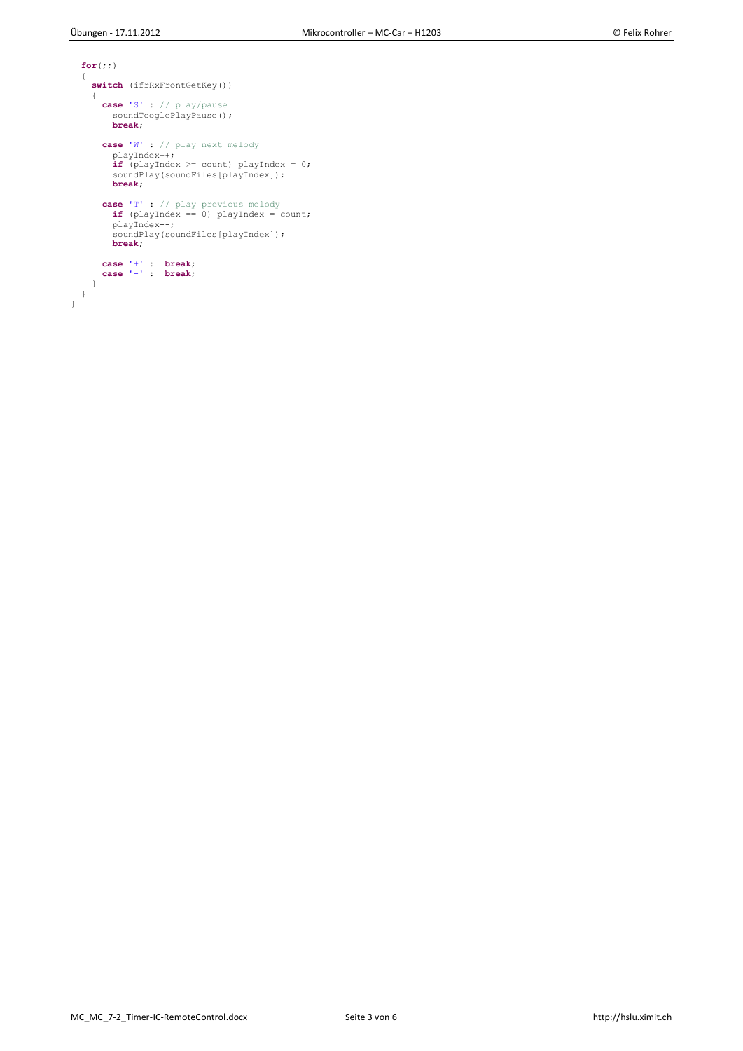```
  for(;;)
  {
    switch (ifrRxFrontGetKey())
    {
      case 'S' : // play/pause
        soundTooglePlayPause();
        break;

      case 'W' : // play next melody
        playIndex++;
        if (playIndex >= count) playIndex = 0;
        soundPlay(soundFiles[playIndex]);
        break;

      case 'T' : // play previous melody
        if (playIndex == 0) playIndex = count;
        playIndex--;
        soundPlay(soundFiles[playIndex]);
        break;

      case '+' :  break;
      case '-' :  break;
    }
  }
}
```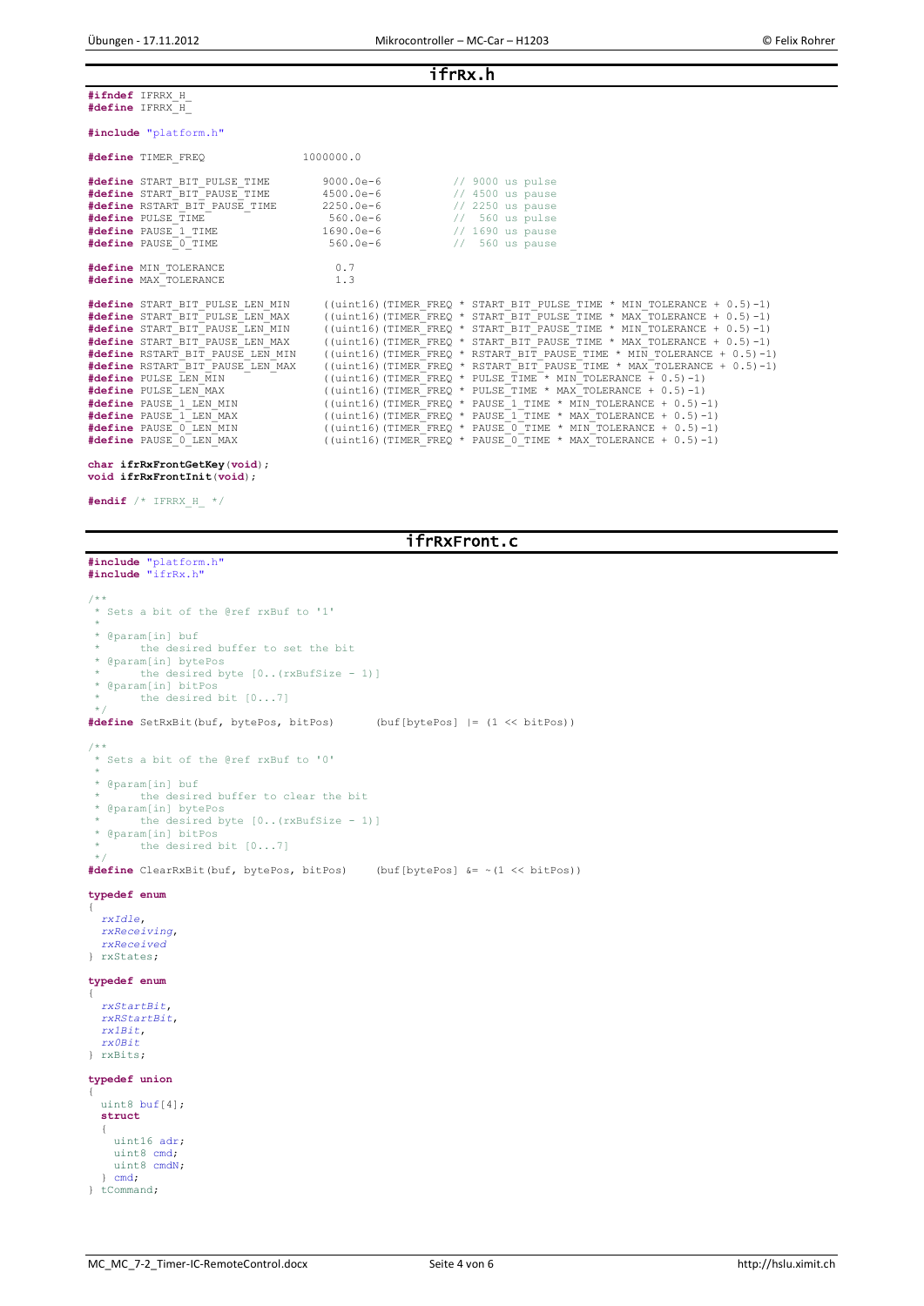## ifrRx.h

```c
#ifndef IFRRX_H_
#define IFRRX_H_

#include "platform.h"

#define TIMER_FREQ                1000000.0

#define START_BIT_PULSE_TIME        9000.0e-6          // 9000 us pulse
#define START_BIT_PAUSE_TIME        4500.0e-6          // 4500 us pause
#define RSTART_BIT_PAUSE_TIME       2250.0e-6          // 2250 us pause
#define PULSE_TIME                   560.0e-6          //  560 us pulse
#define PAUSE_1_TIME                1690.0e-6          // 1690 us pause
#define PAUSE_0_TIME                 560.0e-6          //  560 us pause

#define MIN_TOLERANCE                0.7
#define MAX_TOLERANCE                1.3

#define START_BIT_PULSE_LEN_MIN     ((uint16)(TIMER_FREQ * START_BIT_PULSE_TIME * MIN_TOLERANCE + 0.5)-1)
#define START_BIT_PULSE_LEN_MAX     ((uint16)(TIMER_FREQ * START_BIT_PULSE_TIME * MAX_TOLERANCE + 0.5)-1)
#define START_BIT_PAUSE_LEN_MIN     ((uint16)(TIMER_FREQ * START_BIT_PAUSE_TIME * MIN_TOLERANCE + 0.5)-1)
#define START_BIT_PAUSE_LEN_MAX     ((uint16)(TIMER_FREQ * START_BIT_PAUSE_TIME * MAX_TOLERANCE + 0.5)-1)
#define RSTART_BIT_PAUSE_LEN_MIN    ((uint16)(TIMER_FREQ * RSTART_BIT_PAUSE_TIME * MIN_TOLERANCE + 0.5)-1)
#define RSTART_BIT_PAUSE_LEN_MAX    ((uint16)(TIMER_FREQ * RSTART_BIT_PAUSE_TIME * MAX_TOLERANCE + 0.5)-1)
#define PULSE_LEN_MIN               ((uint16)(TIMER_FREQ * PULSE_TIME * MIN_TOLERANCE + 0.5)-1)
#define PULSE_LEN_MAX               ((uint16)(TIMER_FREQ * PULSE_TIME * MAX_TOLERANCE + 0.5)-1)
#define PAUSE_1_LEN_MIN             ((uint16)(TIMER_FREQ * PAUSE_1_TIME * MIN_TOLERANCE + 0.5)-1)
#define PAUSE_1_LEN_MAX             ((uint16)(TIMER_FREQ * PAUSE_1_TIME * MAX_TOLERANCE + 0.5)-1)
#define PAUSE_0_LEN_MIN             ((uint16)(TIMER_FREQ * PAUSE_0_TIME * MIN_TOLERANCE + 0.5)-1)
#define PAUSE_0_LEN_MAX             ((uint16)(TIMER_FREQ * PAUSE_0_TIME * MAX_TOLERANCE + 0.5)-1)

char ifrRxFrontGetKey(void);
void ifrRxFrontInit(void);

#endif /* IFRRX_H_ */
```

## ifrRxFront.c

```c
#include "platform.h"
#include "ifrRx.h"

/**
 * Sets a bit of the @ref rxBuf to '1'
 *
 * @param[in] buf
 *      the desired buffer to set the bit
 * @param[in] bytePos
 *      the desired byte [0..(rxBufSize - 1)]
 * @param[in] bitPos
 *      the desired bit [0...7]
 */
#define SetRxBit(buf, bytePos, bitPos)      (buf[bytePos] |= (1 << bitPos))

/**
 * Sets a bit of the @ref rxBuf to '0'
 *
 * @param[in] buf
 *      the desired buffer to clear the bit
 * @param[in] bytePos
 *      the desired byte [0..(rxBufSize - 1)]
 * @param[in] bitPos
 *      the desired bit [0...7]
 */
#define ClearRxBit(buf, bytePos, bitPos)    (buf[bytePos] &= ~(1 << bitPos))

typedef enum
{
  rxIdle,
  rxReceiving,
  rxReceived
} rxStates;

typedef enum
{
  rxStartBit,
  rxRStartBit,
  rx1Bit,
  rx0Bit
} rxBits;

typedef union
{
  uint8 buf[4];
  struct
  {
    uint16 adr;
    uint8 cmd;
    uint8 cmdN;
  } cmd;
} tCommand;
```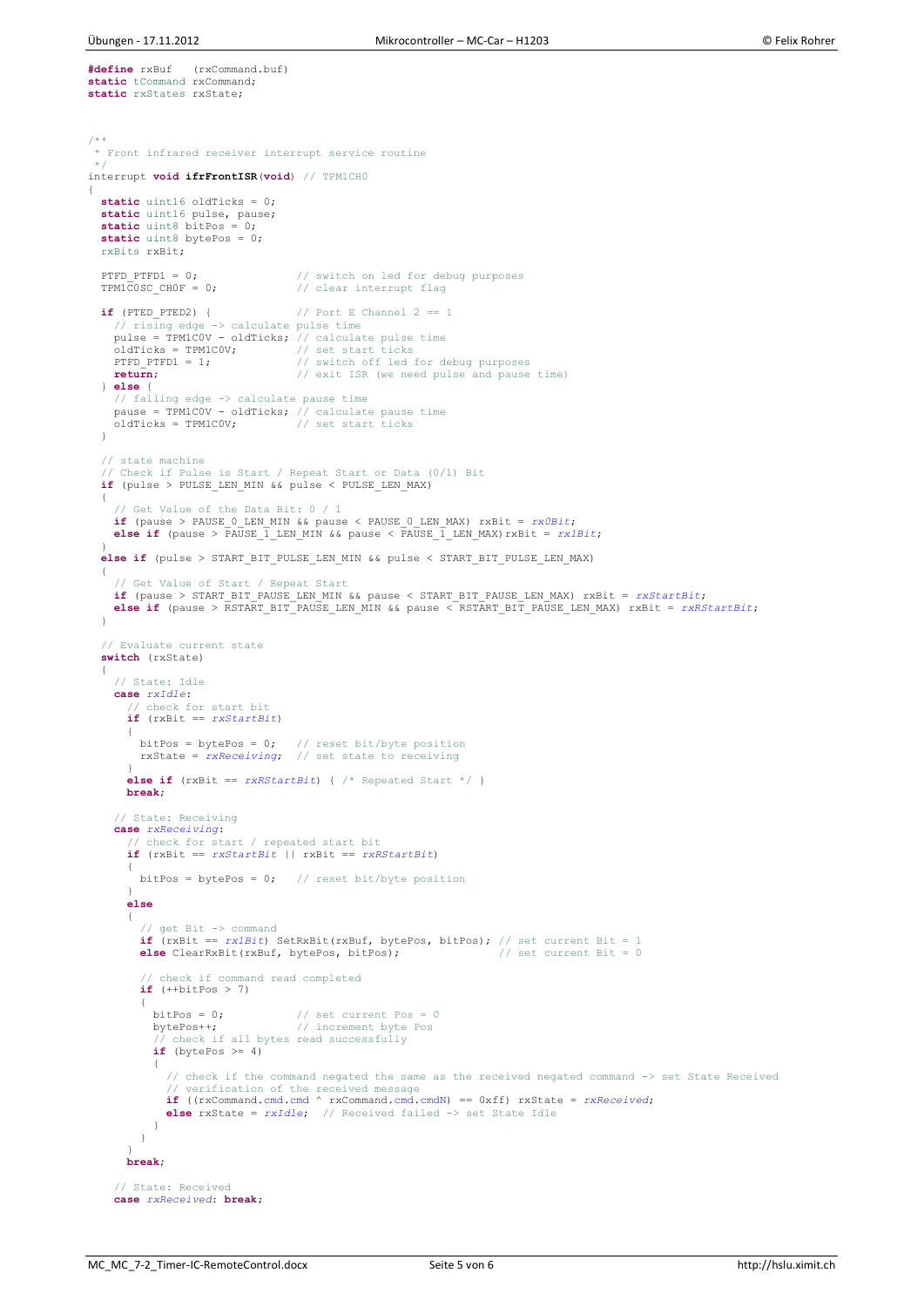```c
#define rxBuf   (rxCommand.buf)
static tCommand rxCommand;
static rxStates rxState;



/**
 * Front infrared receiver interrupt service routine
 */
interrupt void ifrFrontISR(void) // TPM1CH0
{
  static uint16 oldTicks = 0;
  static uint16 pulse, pause;
  static uint8 bitPos = 0;
  static uint8 bytePos = 0;
  rxBits rxBit;

  PTFD_PTFD1 = 0;               // switch on led for debug purposes
  TPM1C0SC_CH0F = 0;            // clear interrupt flag

  if (PTED_PTED2) {             // Port E Channel 2 == 1
    // rising edge -> calculate pulse time
    pulse = TPM1C0V - oldTicks; // calculate pulse time
    oldTicks = TPM1C0V;         // set start ticks
    PTFD_PTFD1 = 1;             // switch off led for debug purposes
    return;                     // exit ISR (we need pulse and pause time)
  } else {
    // falling edge -> calculate pause time
    pause = TPM1C0V - oldTicks; // calculate pause time
    oldTicks = TPM1C0V;         // set start ticks
  }

  // state machine
  // Check if Pulse is Start / Repeat Start or Data (0/1) Bit
  if (pulse > PULSE_LEN_MIN && pulse < PULSE_LEN_MAX)
  {
    // Get Value of the Data Bit: 0 / 1
    if (pause > PAUSE_0_LEN_MIN && pause < PAUSE_0_LEN_MAX) rxBit = rx0Bit;
    else if (pause > PAUSE_1_LEN_MIN && pause < PAUSE_1_LEN_MAX)rxBit = rx1Bit;
  }
  else if (pulse > START_BIT_PULSE_LEN_MIN && pulse < START_BIT_PULSE_LEN_MAX)
  {
    // Get Value of Start / Repeat Start
    if (pause > START_BIT_PAUSE_LEN_MIN && pause < START_BIT_PAUSE_LEN_MAX) rxBit = rxStartBit;
    else if (pause > RSTART_BIT_PAUSE_LEN_MIN && pause < RSTART_BIT_PAUSE_LEN_MAX) rxBit = rxRStartBit;
  }

  // Evaluate current state
  switch (rxState)
  {
    // State: Idle
    case rxIdle:
      // check for start bit
      if (rxBit == rxStartBit)
      {
        bitPos = bytePos = 0;   // reset bit/byte position
        rxState = rxReceiving;  // set state to receiving
      }
      else if (rxBit == rxRStartBit) { /* Repeated Start */ }
      break;

    // State: Receiving
    case rxReceiving:
      // check for start / repeated start bit
      if (rxBit == rxStartBit || rxBit == rxRStartBit)
      {
        bitPos = bytePos = 0;   // reset bit/byte position
      }
      else
      {
        // get Bit -> command
        if (rxBit == rx1Bit) SetRxBit(rxBuf, bytePos, bitPos); // set current Bit = 1
        else ClearRxBit(rxBuf, bytePos, bitPos);               // set current Bit = 0

        // check if command read completed
        if (++bitPos > 7)
        {
          bitPos = 0;           // set current Pos = 0
          bytePos++;            // increment byte Pos
          // check if all bytes read successfully
          if (bytePos >= 4)
          {
            // check if the command negated the same as the received negated command -> set State Received
            // verification of the received message
            if ((rxCommand.cmd.cmd ^ rxCommand.cmd.cmdN) == 0xff) rxState = rxReceived;
            else rxState = rxIdle;  // Received failed -> set State Idle
          }
        }
      }
      break;

    // State: Received
    case rxReceived: break;
```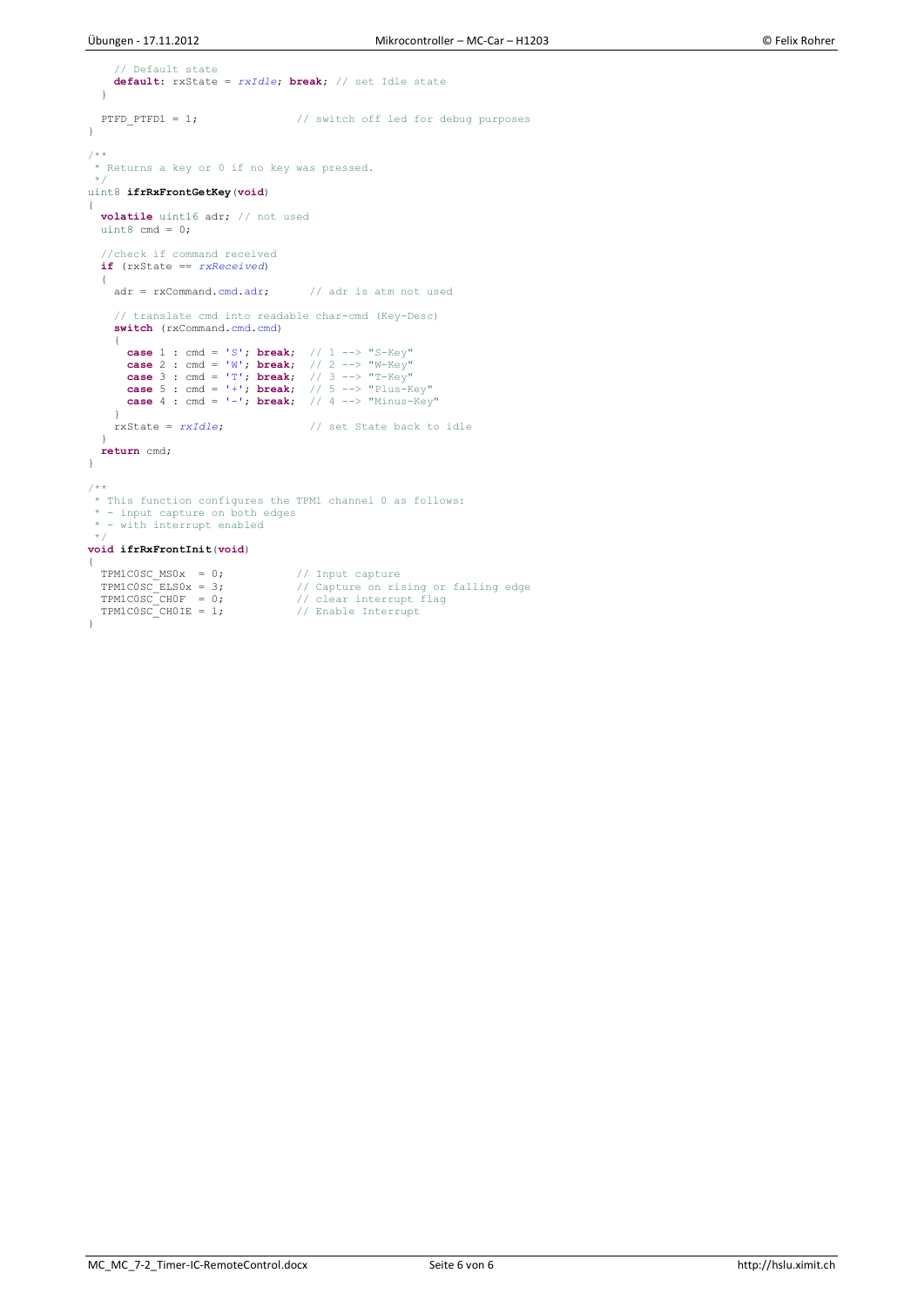```c
    // Default state
    default: rxState = rxIdle; break; // set Idle state
  }

  PTFD_PTFD1 = 1;               // switch off led for debug purposes
}

/**
 * Returns a key or 0 if no key was pressed.
 */
uint8 ifrRxFrontGetKey(void)
{
  volatile uint16 adr; // not used
  uint8 cmd = 0;

  //check if command received
  if (rxState == rxReceived)
  {
    adr = rxCommand.cmd.adr;      // adr is atm not used

    // translate cmd into readable char-cmd (Key-Desc)
    switch (rxCommand.cmd.cmd)
    {
      case 1 : cmd = 'S'; break;  // 1 --> "S-Key"
      case 2 : cmd = 'W'; break;  // 2 --> "W-Key"
      case 3 : cmd = 'T'; break;  // 3 --> "T-Key"
      case 5 : cmd = '+'; break;  // 5 --> "Plus-Key"
      case 4 : cmd = '-'; break;  // 4 --> "Minus-Key"
    }
    rxState = rxIdle;             // set State back to idle
  }
  return cmd;
}

/**
 * This function configures the TPM1 channel 0 as follows:
 * - input capture on both edges
 * - with interrupt enabled
 */
void ifrRxFrontInit(void)
{
  TPM1C0SC_MS0x  = 0;           // Input capture
  TPM1C0SC_ELS0x = 3;           // Capture on rising or falling edge
  TPM1C0SC_CH0F  = 0;           // clear interrupt flag
  TPM1C0SC_CH0IE = 1;           // Enable Interrupt
}
```